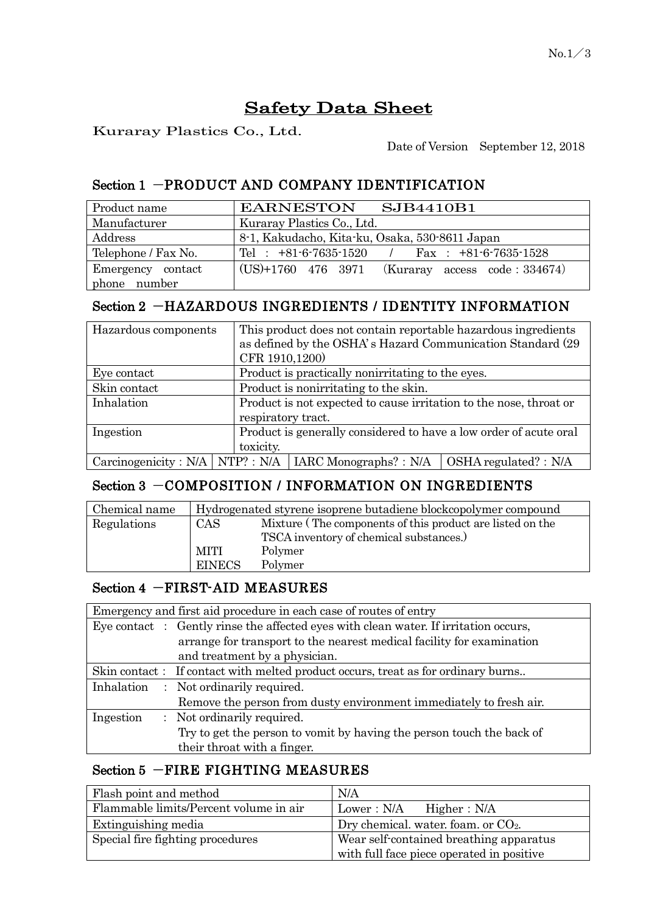# Safety Data Sheet

Kuraray Plastics Co., Ltd.

Date of Version　September 12, 2018

## Section 1 －PRODUCT AND COMPANY IDENTIFICATION

| Product name | EARNESTON　SJB4410B1 |
|---|---|
| Manufacturer | Kuraray Plastics Co., Ltd. |
| Address | 8-1, Kakudacho, Kita-ku, Osaka, 530-8611 Japan |
| Telephone / Fax No. | Tel ： +81-6-7635-1520　/　Fax ： +81-6-7635-1528 |
| Emergency contact phone number | (US)+1760 476 3971　(Kuraray access code：334674) |

## Section 2 －HAZARDOUS INGREDIENTS / IDENTITY INFORMATION

| Hazardous components | This product does not contain reportable hazardous ingredients as defined by the OSHA' s Hazard Communication Standard (29 CFR 1910,1200) | | |
|---|---|---|---|
| Eye contact | Product is practically nonirritating to the eyes. | | |
| Skin contact | Product is nonirritating to the skin. | | |
| Inhalation | Product is not expected to cause irritation to the nose, throat or respiratory tract. | | |
| Ingestion | Product is generally considered to have a low order of acute oral toxicity. | | |
| Carcinogenicity：N/A | NTP?：N/A | IARC Monographs?：N/A | OSHA regulated?：N/A |

## Section 3 －COMPOSITION / INFORMATION ON INGREDIENTS

| Chemical name | Hydrogenated styrene isoprene butadiene blockcopolymer compound | |
|---|---|---|
| Regulations | CAS | Mixture ( The components of this product are listed on the TSCA inventory of chemical substances.) |
| | MITI | Polymer |
| | EINECS | Polymer |

## Section 4 －FIRST-AID MEASURES

| Emergency and first aid procedure in each case of routes of entry |
|---|
| Eye contact ： Gently rinse the affected eyes with clean water. If irritation occurs, arrange for transport to the nearest medical facility for examination and treatment by a physician. |
| Skin contact： If contact with melted product occurs, treat as for ordinary burns.. |
| Inhalation ： Not ordinarily required. Remove the person from dusty environment immediately to fresh air. |
| Ingestion ： Not ordinarily required. Try to get the person to vomit by having the person touch the back of their throat with a finger. |

## Section 5 －FIRE FIGHTING MEASURES

| Flash point and method | N/A |
|---|---|
| Flammable limits/Percent volume in air | Lower：N/A　Higher：N/A |
| Extinguishing media | Dry chemical. water. foam. or $CO_2$. |
| Special fire fighting procedures | Wear self-contained breathing apparatus with full face piece operated in positive |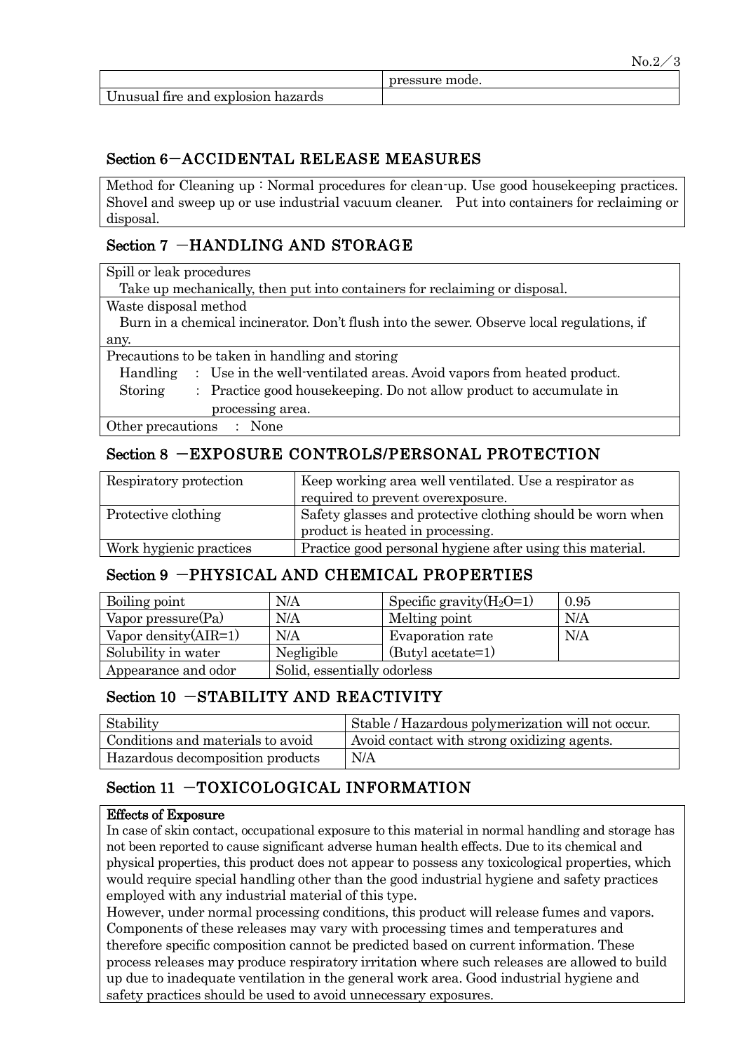|  | pressure mode. |
|---|---|
| Unusual fire and explosion hazards |  |

## Section 6－ACCIDENTAL RELEASE MEASURES

Method for Cleaning up : Normal procedures for clean-up. Use good housekeeping practices. Shovel and sweep up or use industrial vacuum cleaner. Put into containers for reclaiming or disposal.

## Section 7 －HANDLING AND STORAGE

Spill or leak procedures

Take up mechanically, then put into containers for reclaiming or disposal.

Waste disposal method

Burn in a chemical incinerator. Don't flush into the sewer. Observe local regulations, if any.

Precautions to be taken in handling and storing

Handling : Use in the well-ventilated areas. Avoid vapors from heated product.

Storing : Practice good housekeeping. Do not allow product to accumulate in processing area.

Other precautions : None

## Section 8 －EXPOSURE CONTROLS/PERSONAL PROTECTION

| Respiratory protection | Keep working area well ventilated. Use a respirator as required to prevent overexposure. |
|---|---|
| Protective clothing | Safety glasses and protective clothing should be worn when product is heated in processing. |
| Work hygienic practices | Practice good personal hygiene after using this material. |

## Section 9 －PHYSICAL AND CHEMICAL PROPERTIES

| Boiling point | N/A | Specific gravity($H_2O$=1) | 0.95 |
|---|---|---|---|
| Vapor pressure(Pa) | N/A | Melting point | N/A |
| Vapor density(AIR=1) | N/A | Evaporation rate (Butyl acetate=1) | N/A |
| Solubility in water | Negligible | | |
| Appearance and odor | Solid, essentially odorless | | |

## Section 10 －STABILITY AND REACTIVITY

| Stability | Stable / Hazardous polymerization will not occur. |
|---|---|
| Conditions and materials to avoid | Avoid contact with strong oxidizing agents. |
| Hazardous decomposition products | N/A |

## Section 11 －TOXICOLOGICAL INFORMATION

**Effects of Exposure**

In case of skin contact, occupational exposure to this material in normal handling and storage has not been reported to cause significant adverse human health effects. Due to its chemical and physical properties, this product does not appear to possess any toxicological properties, which would require special handling other than the good industrial hygiene and safety practices employed with any industrial material of this type.

However, under normal processing conditions, this product will release fumes and vapors. Components of these releases may vary with processing times and temperatures and therefore specific composition cannot be predicted based on current information. These process releases may produce respiratory irritation where such releases are allowed to build up due to inadequate ventilation in the general work area. Good industrial hygiene and safety practices should be used to avoid unnecessary exposures.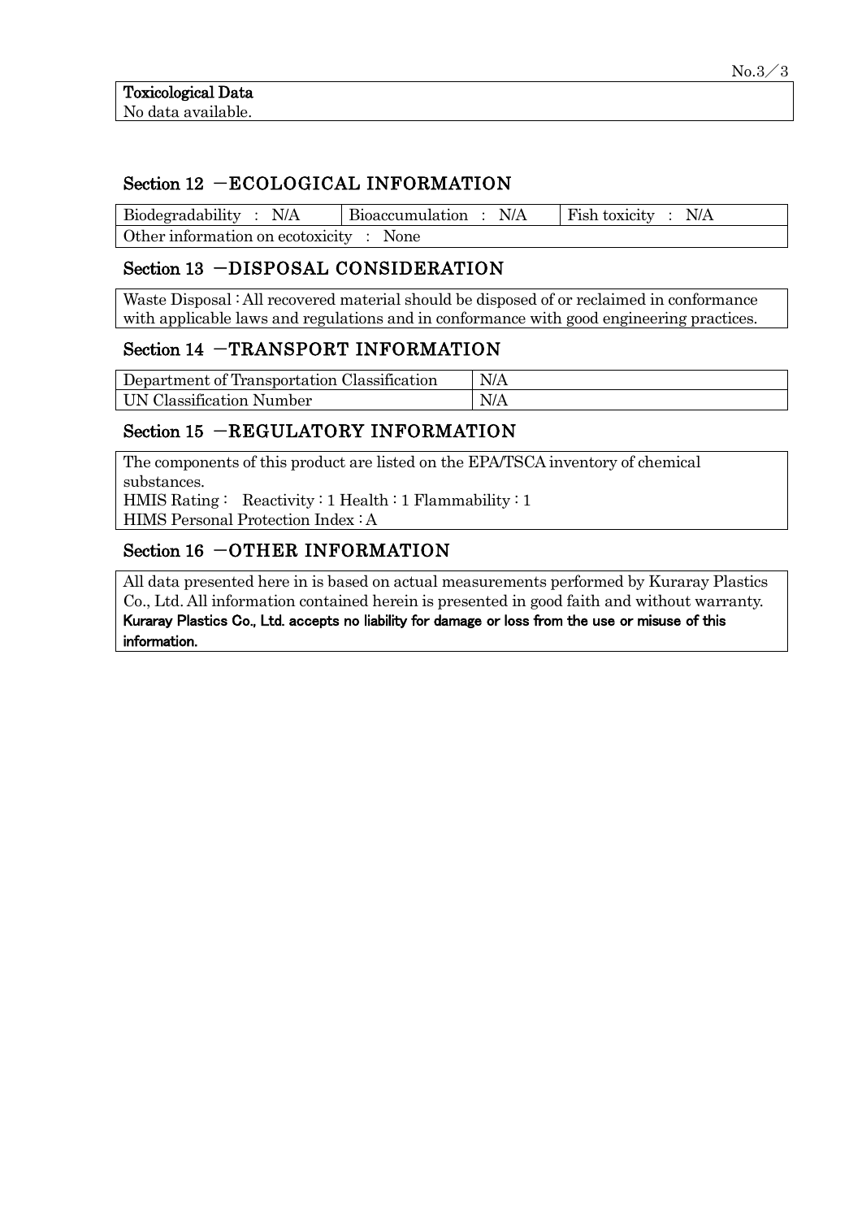**Toxicological Data**
No data available.

## Section 12 －ECOLOGICAL INFORMATION

| | | |
|---|---|---|
| Biodegradability ： N/A | Bioaccumulation ： N/A | Fish toxicity ： N/A |
| Other information on ecotoxicity ： None | | |

## Section 13 －DISPOSAL CONSIDERATION

Waste Disposal : All recovered material should be disposed of or reclaimed in conformance with applicable laws and regulations and in conformance with good engineering practices.

## Section 14 －TRANSPORT INFORMATION

| | |
|---|---|
| Department of Transportation Classification | N/A |
| UN Classification Number | N/A |

## Section 15 －REGULATORY INFORMATION

The components of this product are listed on the EPA/TSCA inventory of chemical substances.
HMIS Rating : Reactivity : 1 Health : 1 Flammability : 1
HIMS Personal Protection Index : A

## Section 16 －OTHER INFORMATION

All data presented here in is based on actual measurements performed by Kuraray Plastics Co., Ltd. All information contained herein is presented in good faith and without warranty.
**Kuraray Plastics Co., Ltd. accepts no liability for damage or loss from the use or misuse of this information.**